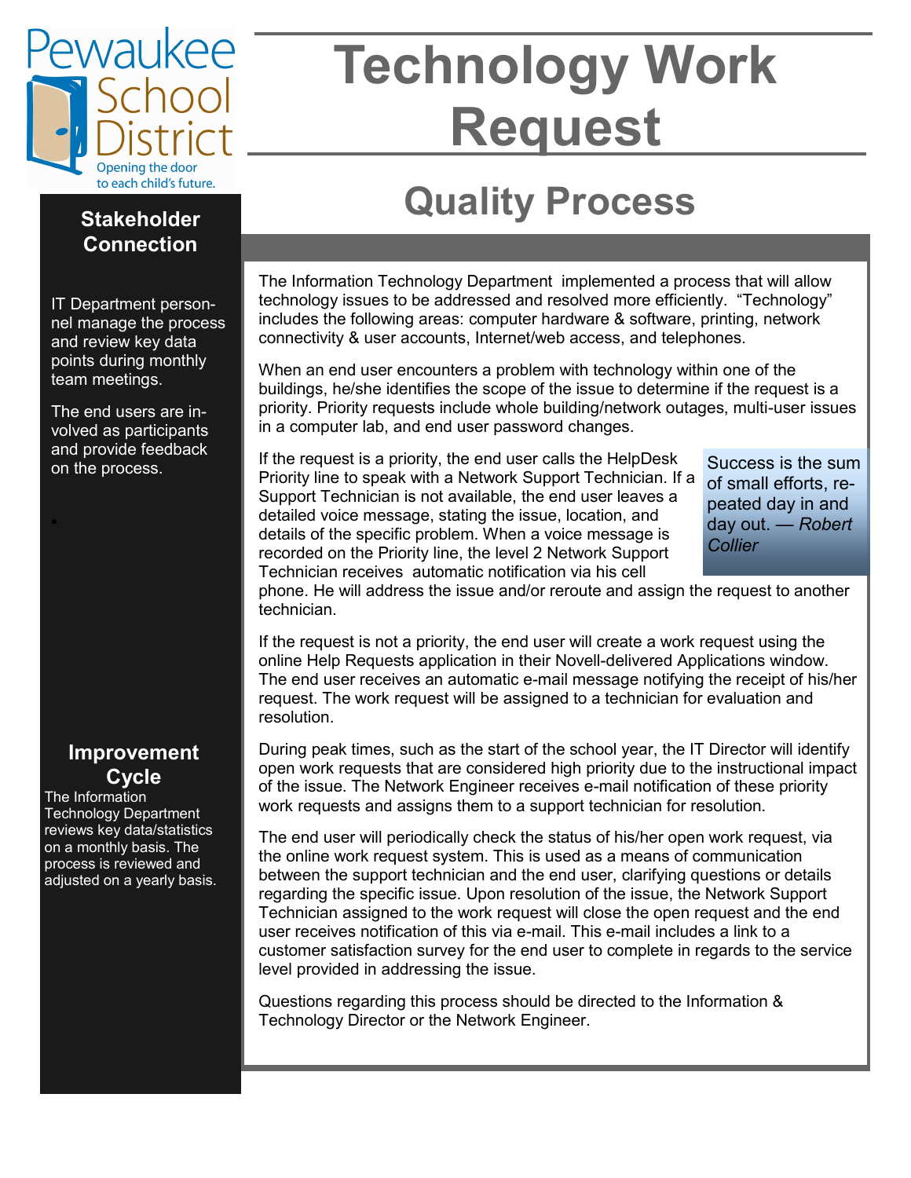Pewaukee School District
Opening the door to each child's future.

# Technology Work Request

## Quality Process

The Information Technology Department implemented a process that will allow technology issues to be addressed and resolved more efficiently. "Technology" includes the following areas: computer hardware & software, printing, network connectivity & user accounts, Internet/web access, and telephones.

When an end user encounters a problem with technology within one of the buildings, he/she identifies the scope of the issue to determine if the request is a priority. Priority requests include whole building/network outages, multi-user issues in a computer lab, and end user password changes.

If the request is a priority, the end user calls the HelpDesk Priority line to speak with a Network Support Technician. If a Support Technician is not available, the end user leaves a detailed voice message, stating the issue, location, and details of the specific problem. When a voice message is recorded on the Priority line, the level 2 Network Support Technician receives automatic notification via his cell phone. He will address the issue and/or reroute and assign the request to another technician.

> Success is the sum of small efforts, repeated day in and day out. — *Robert Collier*

If the request is not a priority, the end user will create a work request using the online Help Requests application in their Novell-delivered Applications window. The end user receives an automatic e-mail message notifying the receipt of his/her request. The work request will be assigned to a technician for evaluation and resolution.

During peak times, such as the start of the school year, the IT Director will identify open work requests that are considered high priority due to the instructional impact of the issue. The Network Engineer receives e-mail notification of these priority work requests and assigns them to a support technician for resolution.

The end user will periodically check the status of his/her open work request, via the online work request system. This is used as a means of communication between the support technician and the end user, clarifying questions or details regarding the specific issue. Upon resolution of the issue, the Network Support Technician assigned to the work request will close the open request and the end user receives notification of this via e-mail. This e-mail includes a link to a customer satisfaction survey for the end user to complete in regards to the service level provided in addressing the issue.

Questions regarding this process should be directed to the Information & Technology Director or the Network Engineer.

### Stakeholder Connection

IT Department personnel manage the process and review key data points during monthly team meetings.

The end users are involved as participants and provide feedback on the process.

### Improvement Cycle

The Information Technology Department reviews key data/statistics on a monthly basis. The process is reviewed and adjusted on a yearly basis.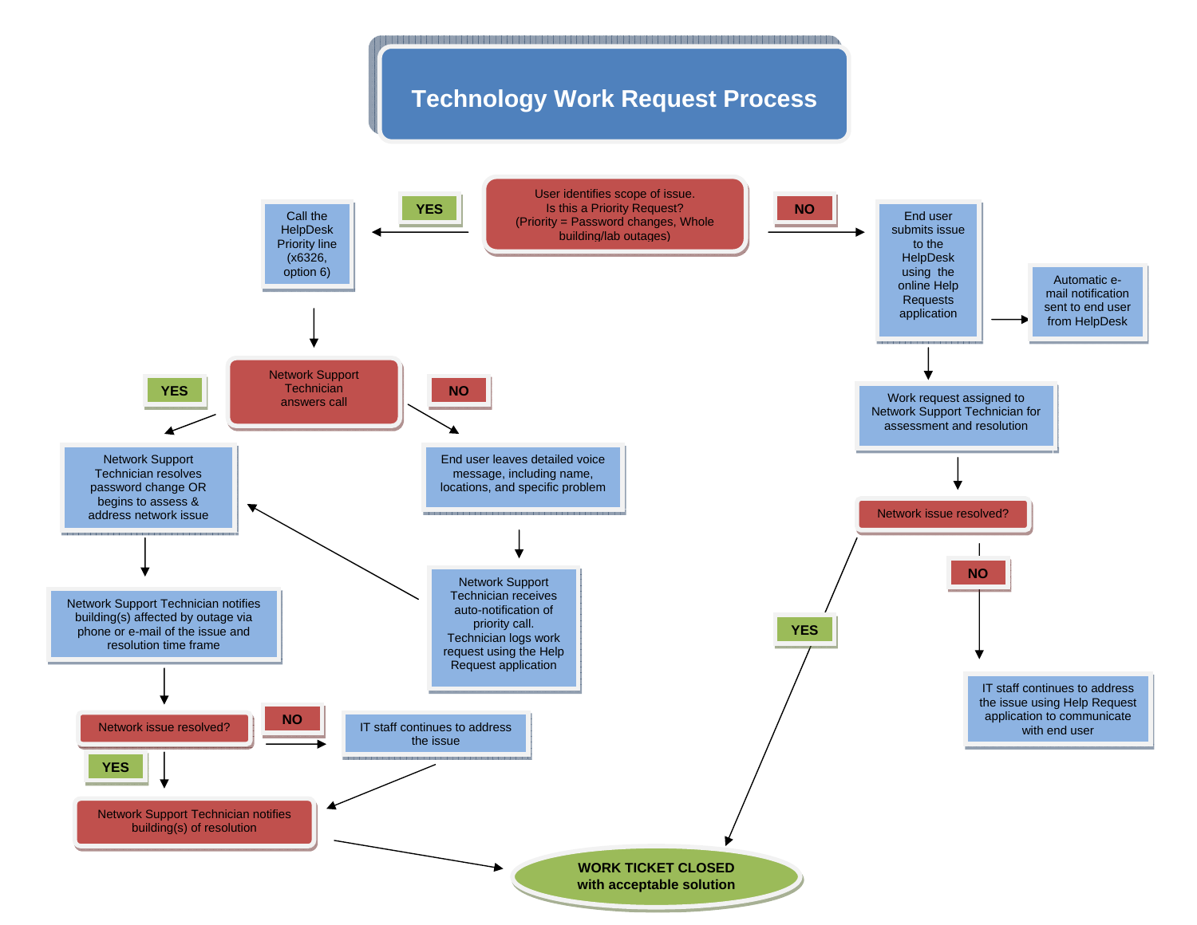# Technology Work Request Process

User identifies scope of issue.
Is this a Priority Request?
(Priority = Password changes, Whole building/lab outages)

YES

Call the HelpDesk Priority line (x6326, option 6)

Network Support Technician answers call

YES

Network Support Technician resolves password change OR begins to assess & address network issue

Network Support Technician notifies building(s) affected by outage via phone or e-mail of the issue and resolution time frame

Network issue resolved?

YES

Network Support Technician notifies building(s) of resolution

NO

IT staff continues to address the issue

NO

End user leaves detailed voice message, including name, locations, and specific problem

Network Support Technician receives auto-notification of priority call. Technician logs work request using the Help Request application

NO

End user submits issue to the HelpDesk using the online Help Requests application

Automatic e-mail notification sent to end user from HelpDesk

Work request assigned to Network Support Technician for assessment and resolution

Network issue resolved?

YES

NO

IT staff continues to address the issue using Help Request application to communicate with end user

WORK TICKET CLOSED with acceptable solution